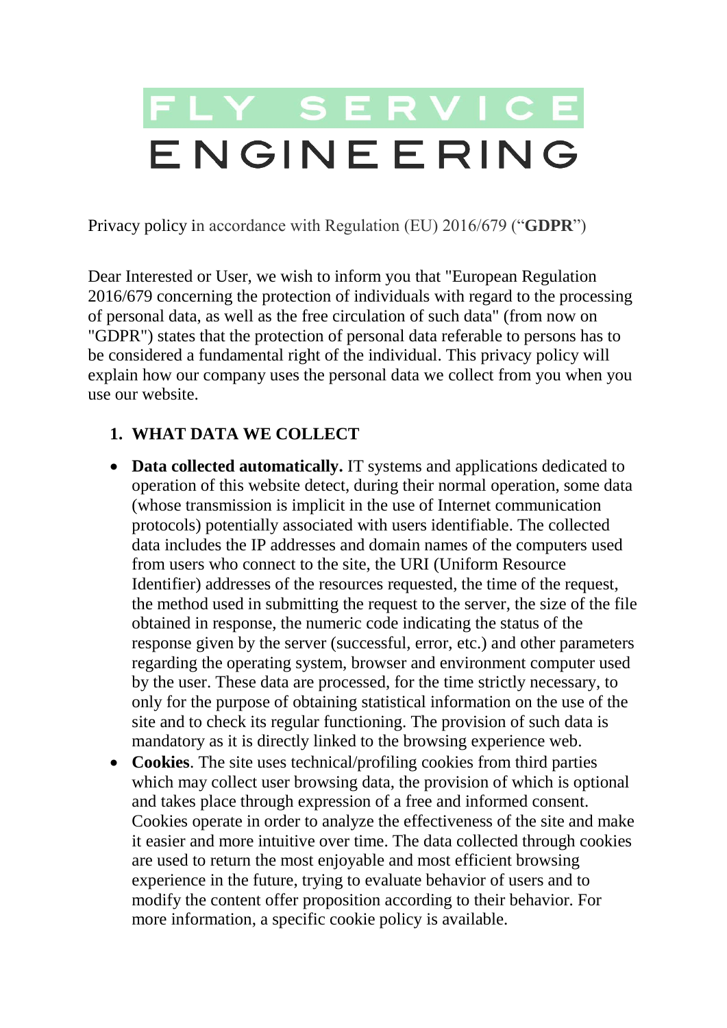# FLY SERVICE ENGINEERING

Privacy policy in accordance with Regulation (EU) 2016/679 ("**GDPR**")

Dear Interested or User, we wish to inform you that "European Regulation 2016/679 concerning the protection of individuals with regard to the processing of personal data, as well as the free circulation of such data" (from now on "GDPR") states that the protection of personal data referable to persons has to be considered a fundamental right of the individual. This privacy policy will explain how our company uses the personal data we collect from you when you use our website.

## 1. WHAT DATA WE COLLECT

- **Data collected automatically.** IT systems and applications dedicated to operation of this website detect, during their normal operation, some data (whose transmission is implicit in the use of Internet communication protocols) potentially associated with users identifiable. The collected data includes the IP addresses and domain names of the computers used from users who connect to the site, the URI (Uniform Resource Identifier) addresses of the resources requested, the time of the request, the method used in submitting the request to the server, the size of the file obtained in response, the numeric code indicating the status of the response given by the server (successful, error, etc.) and other parameters regarding the operating system, browser and environment computer used by the user. These data are processed, for the time strictly necessary, to only for the purpose of obtaining statistical information on the use of the site and to check its regular functioning. The provision of such data is mandatory as it is directly linked to the browsing experience web.
- **Cookies**. The site uses technical/profiling cookies from third parties which may collect user browsing data, the provision of which is optional and takes place through expression of a free and informed consent. Cookies operate in order to analyze the effectiveness of the site and make it easier and more intuitive over time. The data collected through cookies are used to return the most enjoyable and most efficient browsing experience in the future, trying to evaluate behavior of users and to modify the content offer proposition according to their behavior. For more information, a specific cookie policy is available.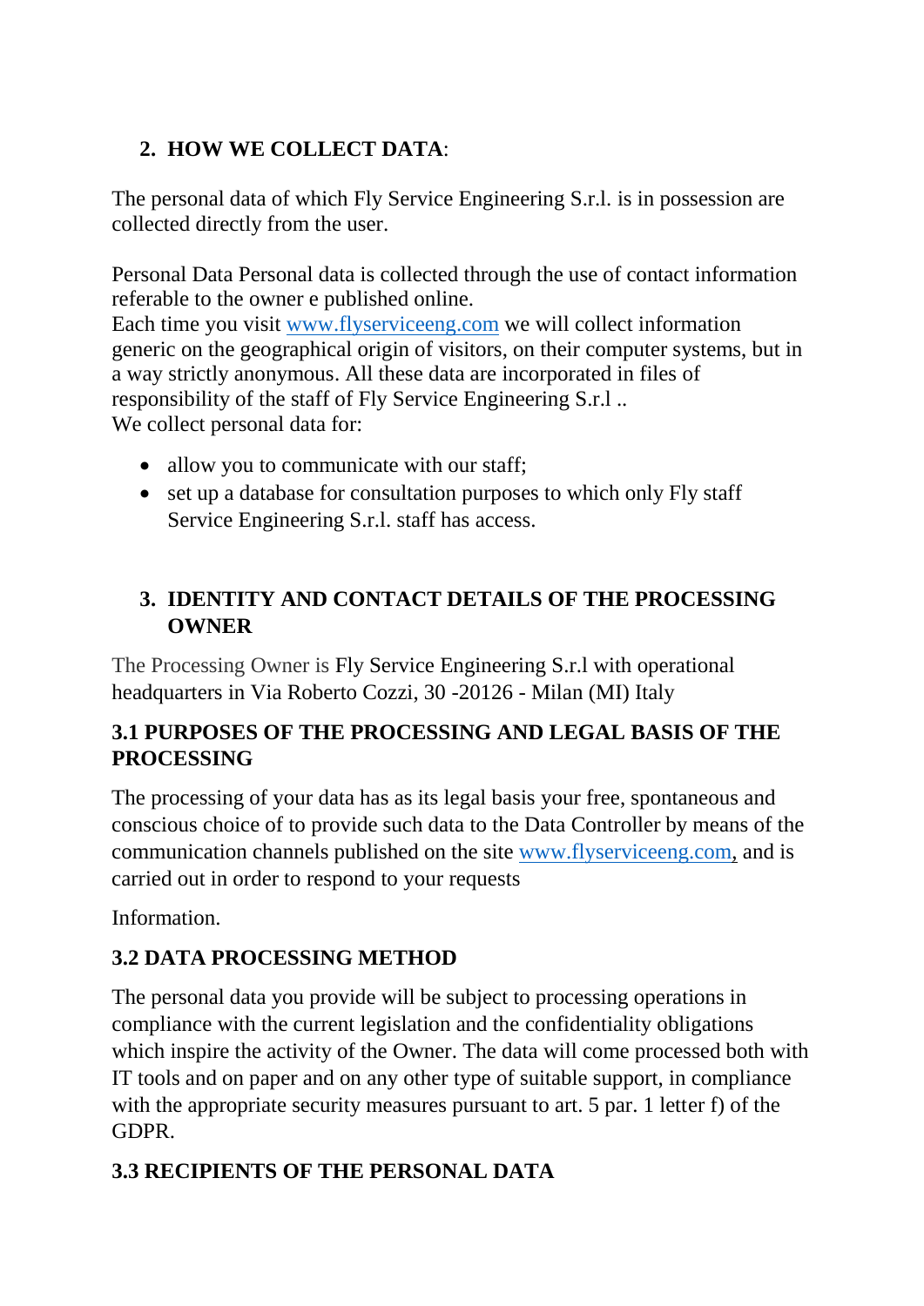## 2. HOW WE COLLECT DATA:

The personal data of which Fly Service Engineering S.r.l. is in possession are collected directly from the user.

Personal Data Personal data is collected through the use of contact information referable to the owner e published online.
Each time you visit www.flyserviceeng.com we will collect information generic on the geographical origin of visitors, on their computer systems, but in a way strictly anonymous. All these data are incorporated in files of responsibility of the staff of Fly Service Engineering S.r.l ..
We collect personal data for:

- allow you to communicate with our staff;
- set up a database for consultation purposes to which only Fly staff Service Engineering S.r.l. staff has access.

## 3. IDENTITY AND CONTACT DETAILS OF THE PROCESSING OWNER

The Processing Owner is Fly Service Engineering S.r.l with operational headquarters in Via Roberto Cozzi, 30 -20126 - Milan (MI) Italy

### 3.1 PURPOSES OF THE PROCESSING AND LEGAL BASIS OF THE PROCESSING

The processing of your data has as its legal basis your free, spontaneous and conscious choice of to provide such data to the Data Controller by means of the communication channels published on the site www.flyserviceeng.com, and is carried out in order to respond to your requests

Information.

### 3.2 DATA PROCESSING METHOD

The personal data you provide will be subject to processing operations in compliance with the current legislation and the confidentiality obligations which inspire the activity of the Owner. The data will come processed both with IT tools and on paper and on any other type of suitable support, in compliance with the appropriate security measures pursuant to art. 5 par. 1 letter f) of the GDPR.

### 3.3 RECIPIENTS OF THE PERSONAL DATA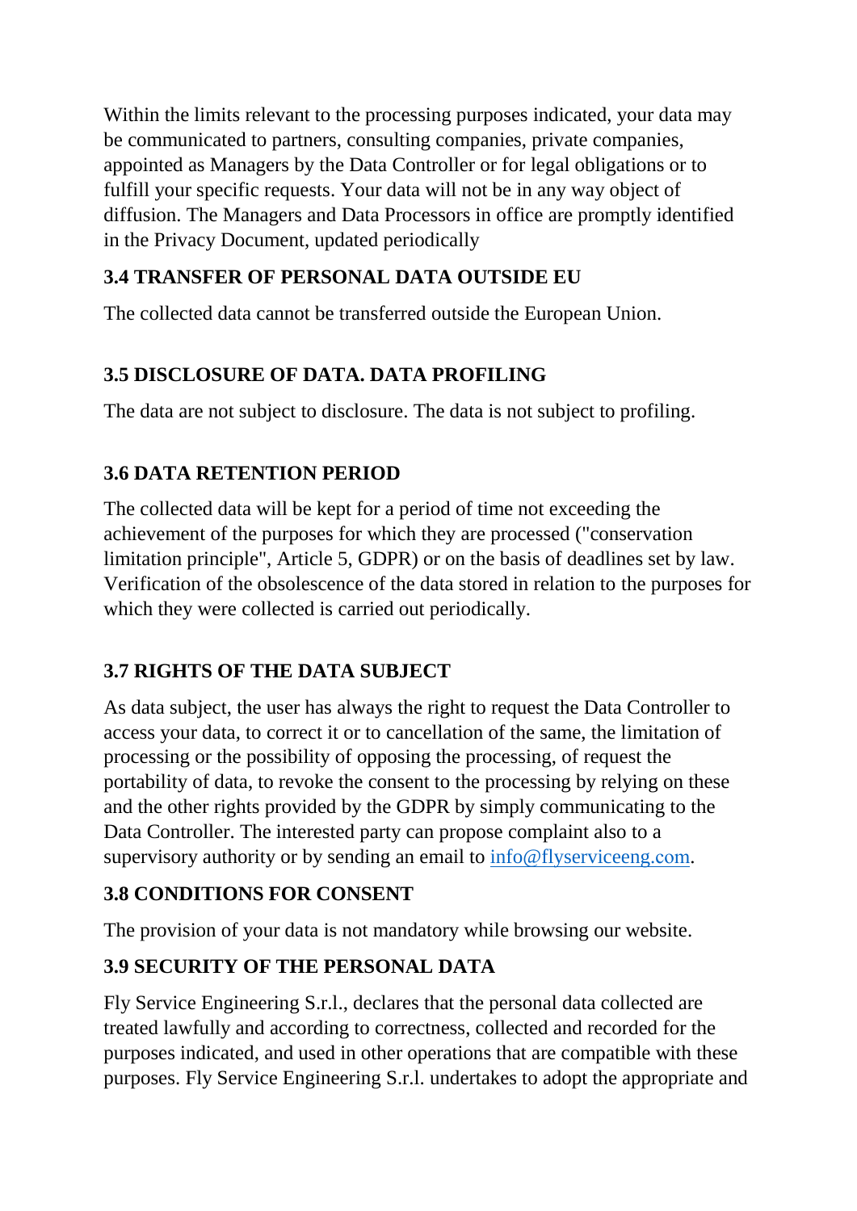Within the limits relevant to the processing purposes indicated, your data may be communicated to partners, consulting companies, private companies, appointed as Managers by the Data Controller or for legal obligations or to fulfill your specific requests. Your data will not be in any way object of diffusion. The Managers and Data Processors in office are promptly identified in the Privacy Document, updated periodically

### 3.4 TRANSFER OF PERSONAL DATA OUTSIDE EU

The collected data cannot be transferred outside the European Union.

### 3.5 DISCLOSURE OF DATA. DATA PROFILING

The data are not subject to disclosure. The data is not subject to profiling.

### 3.6 DATA RETENTION PERIOD

The collected data will be kept for a period of time not exceeding the achievement of the purposes for which they are processed ("conservation limitation principle", Article 5, GDPR) or on the basis of deadlines set by law. Verification of the obsolescence of the data stored in relation to the purposes for which they were collected is carried out periodically.

### 3.7 RIGHTS OF THE DATA SUBJECT

As data subject, the user has always the right to request the Data Controller to access your data, to correct it or to cancellation of the same, the limitation of processing or the possibility of opposing the processing, of request the portability of data, to revoke the consent to the processing by relying on these and the other rights provided by the GDPR by simply communicating to the Data Controller. The interested party can propose complaint also to a supervisory authority or by sending an email to [info@flyserviceeng.com](mailto:info@flyserviceeng.com).

### 3.8 CONDITIONS FOR CONSENT

The provision of your data is not mandatory while browsing our website.

### 3.9 SECURITY OF THE PERSONAL DATA

Fly Service Engineering S.r.l., declares that the personal data collected are treated lawfully and according to correctness, collected and recorded for the purposes indicated, and used in other operations that are compatible with these purposes. Fly Service Engineering S.r.l. undertakes to adopt the appropriate and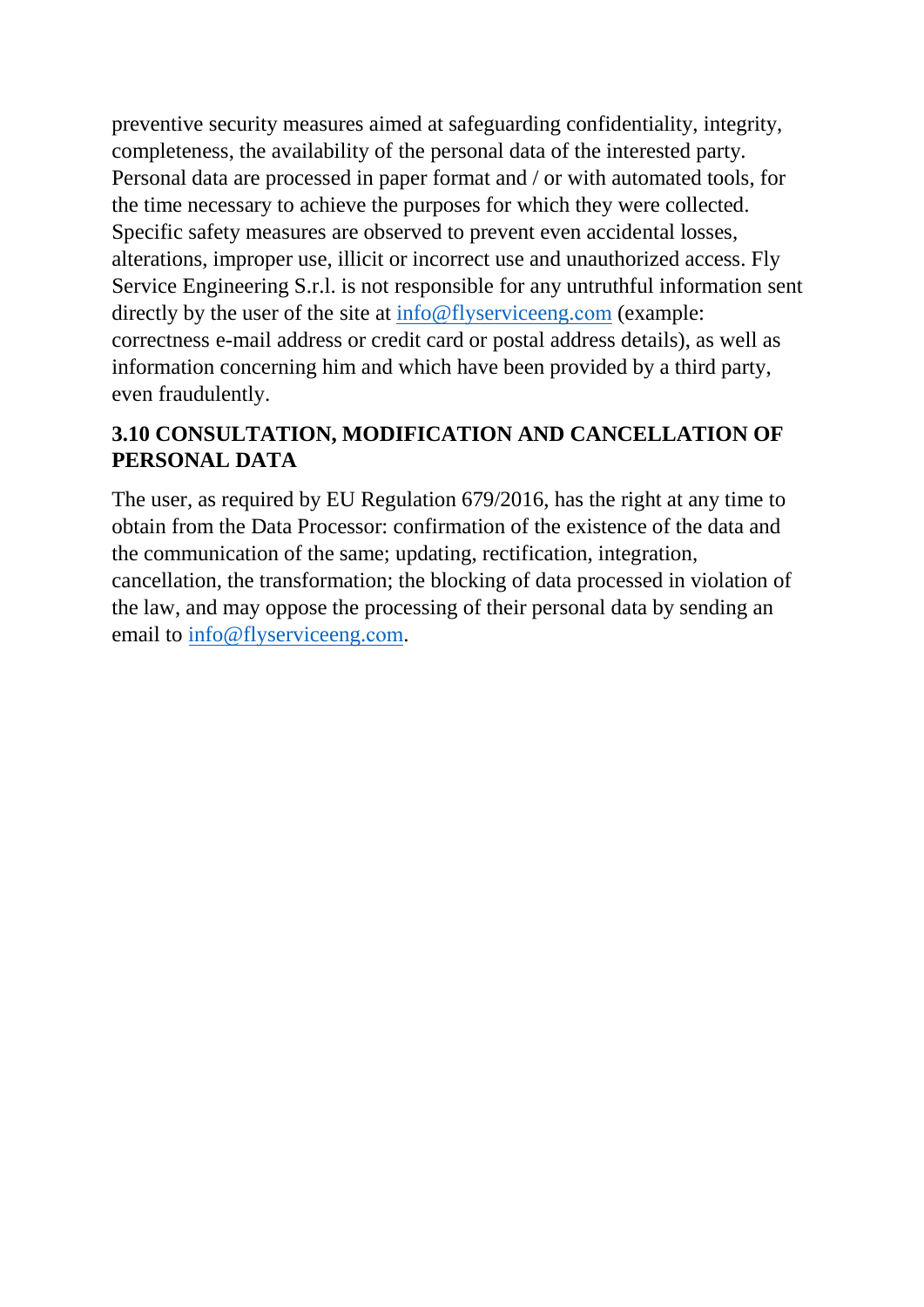preventive security measures aimed at safeguarding confidentiality, integrity, completeness, the availability of the personal data of the interested party. Personal data are processed in paper format and / or with automated tools, for the time necessary to achieve the purposes for which they were collected. Specific safety measures are observed to prevent even accidental losses, alterations, improper use, illicit or incorrect use and unauthorized access. Fly Service Engineering S.r.l. is not responsible for any untruthful information sent directly by the user of the site at info@flyserviceeng.com (example: correctness e-mail address or credit card or postal address details), as well as information concerning him and which have been provided by a third party, even fraudulently.

### 3.10 CONSULTATION, MODIFICATION AND CANCELLATION OF PERSONAL DATA

The user, as required by EU Regulation 679/2016, has the right at any time to obtain from the Data Processor: confirmation of the existence of the data and the communication of the same; updating, rectification, integration, cancellation, the transformation; the blocking of data processed in violation of the law, and may oppose the processing of their personal data by sending an email to info@flyserviceeng.com.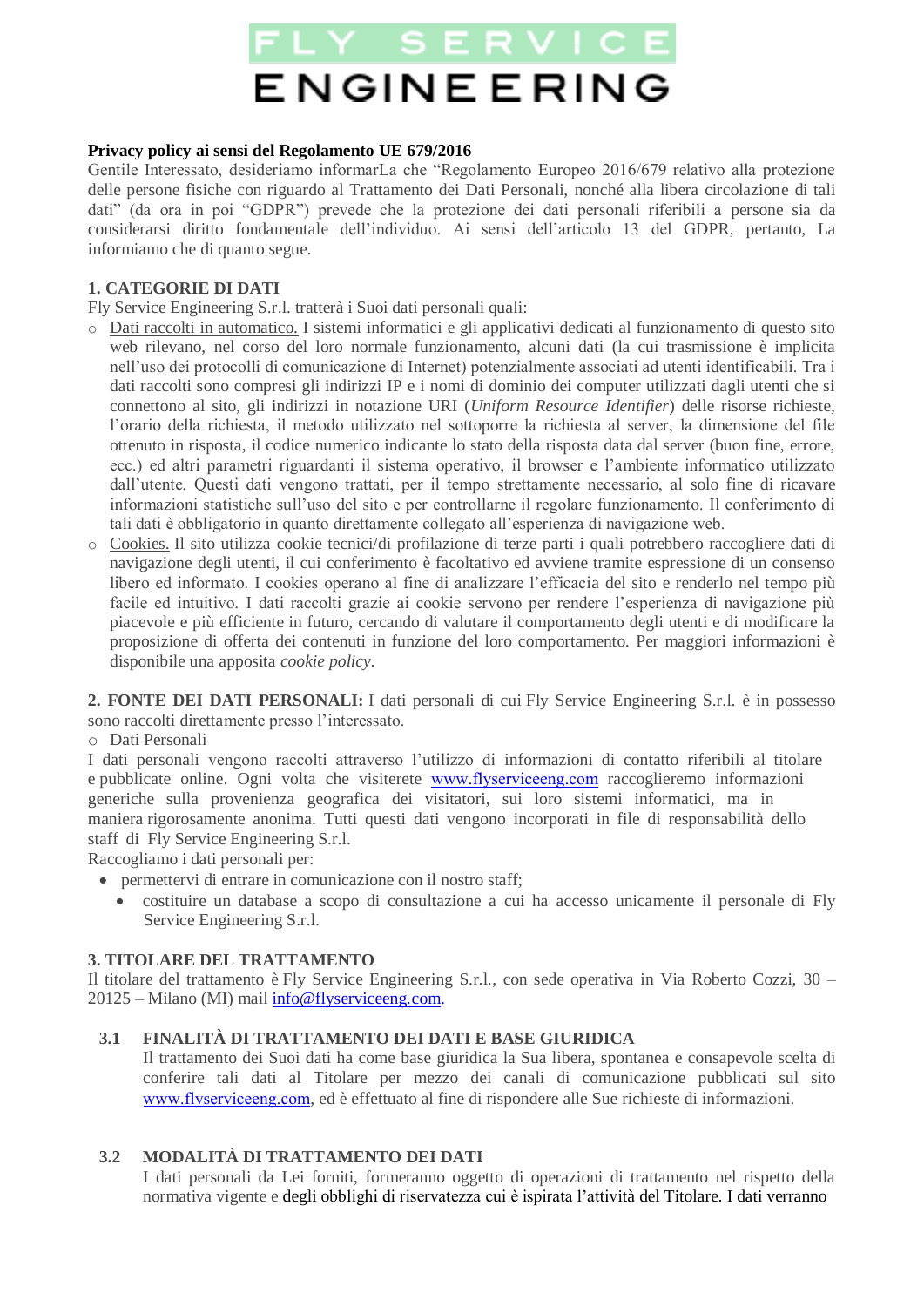# FLY SERVICE ENGINEERING

**Privacy policy ai sensi del Regolamento UE 679/2016**

Gentile Interessato, desideriamo informarLa che "Regolamento Europeo 2016/679 relativo alla protezione delle persone fisiche con riguardo al Trattamento dei Dati Personali, nonché alla libera circolazione di tali dati" (da ora in poi "GDPR") prevede che la protezione dei dati personali riferibili a persone sia da considerarsi diritto fondamentale dell'individuo. Ai sensi dell'articolo 13 del GDPR, pertanto, La informiamo che di quanto segue.

**1. CATEGORIE DI DATI**

Fly Service Engineering S.r.l. tratterà i Suoi dati personali quali:

- Dati raccolti in automatico. I sistemi informatici e gli applicativi dedicati al funzionamento di questo sito web rilevano, nel corso del loro normale funzionamento, alcuni dati (la cui trasmissione è implicita nell'uso dei protocolli di comunicazione di Internet) potenzialmente associati ad utenti identificabili. Tra i dati raccolti sono compresi gli indirizzi IP e i nomi di dominio dei computer utilizzati dagli utenti che si connettono al sito, gli indirizzi in notazione URI (*Uniform Resource Identifier*) delle risorse richieste, l'orario della richiesta, il metodo utilizzato nel sottoporre la richiesta al server, la dimensione del file ottenuto in risposta, il codice numerico indicante lo stato della risposta data dal server (buon fine, errore, ecc.) ed altri parametri riguardanti il sistema operativo, il browser e l'ambiente informatico utilizzato dall'utente. Questi dati vengono trattati, per il tempo strettamente necessario, al solo fine di ricavare informazioni statistiche sull'uso del sito e per controllarne il regolare funzionamento. Il conferimento di tali dati è obbligatorio in quanto direttamente collegato all'esperienza di navigazione web.
- Cookies. Il sito utilizza cookie tecnici/di profilazione di terze parti i quali potrebbero raccogliere dati di navigazione degli utenti, il cui conferimento è facoltativo ed avviene tramite espressione di un consenso libero ed informato. I cookies operano al fine di analizzare l'efficacia del sito e renderlo nel tempo più facile ed intuitivo. I dati raccolti grazie ai cookie servono per rendere l'esperienza di navigazione più piacevole e più efficiente in futuro, cercando di valutare il comportamento degli utenti e di modificare la proposizione di offerta dei contenuti in funzione del loro comportamento. Per maggiori informazioni è disponibile una apposita *cookie policy*.

**2. FONTE DEI DATI PERSONALI:** I dati personali di cui Fly Service Engineering S.r.l. è in possesso sono raccolti direttamente presso l'interessato.

- Dati Personali

I dati personali vengono raccolti attraverso l'utilizzo di informazioni di contatto riferibili al titolare e pubblicate online. Ogni volta che visiterete www.flyserviceeng.com raccoglieremo informazioni generiche sulla provenienza geografica dei visitatori, sui loro sistemi informatici, ma in maniera rigorosamente anonima. Tutti questi dati vengono incorporati in file di responsabilità dello staff di Fly Service Engineering S.r.l.

Raccogliamo i dati personali per:

- permettervi di entrare in comunicazione con il nostro staff;
- costituire un database a scopo di consultazione a cui ha accesso unicamente il personale di Fly Service Engineering S.r.l.

**3. TITOLARE DEL TRATTAMENTO**

Il titolare del trattamento è Fly Service Engineering S.r.l., con sede operativa in Via Roberto Cozzi, 30 – 20125 – Milano (MI) mail info@flyserviceeng.com.

**3.1 FINALITÀ DI TRATTAMENTO DEI DATI E BASE GIURIDICA**

Il trattamento dei Suoi dati ha come base giuridica la Sua libera, spontanea e consapevole scelta di conferire tali dati al Titolare per mezzo dei canali di comunicazione pubblicati sul sito www.flyserviceeng.com, ed è effettuato al fine di rispondere alle Sue richieste di informazioni.

**3.2 MODALITÀ DI TRATTAMENTO DEI DATI**

I dati personali da Lei forniti, formeranno oggetto di operazioni di trattamento nel rispetto della normativa vigente e degli obblighi di riservatezza cui è ispirata l'attività del Titolare. I dati verranno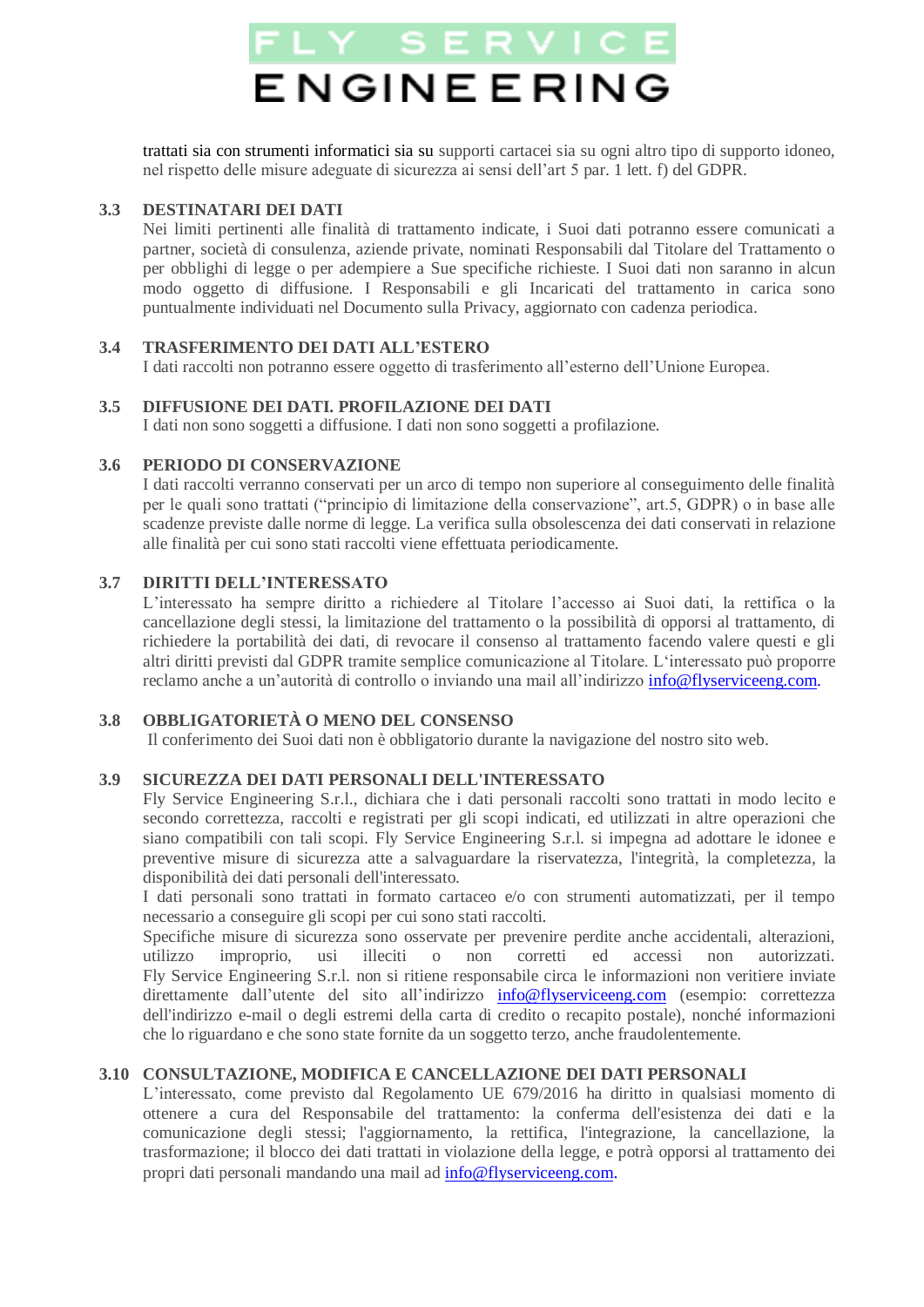trattati sia con strumenti informatici sia su supporti cartacei sia su ogni altro tipo di supporto idoneo, nel rispetto delle misure adeguate di sicurezza ai sensi dell'art 5 par. 1 lett. f) del GDPR.

### 3.3 DESTINATARI DEI DATI

Nei limiti pertinenti alle finalità di trattamento indicate, i Suoi dati potranno essere comunicati a partner, società di consulenza, aziende private, nominati Responsabili dal Titolare del Trattamento o per obblighi di legge o per adempiere a Sue specifiche richieste. I Suoi dati non saranno in alcun modo oggetto di diffusione. I Responsabili e gli Incaricati del trattamento in carica sono puntualmente individuati nel Documento sulla Privacy, aggiornato con cadenza periodica.

### 3.4 TRASFERIMENTO DEI DATI ALL'ESTERO

I dati raccolti non potranno essere oggetto di trasferimento all'esterno dell'Unione Europea.

### 3.5 DIFFUSIONE DEI DATI. PROFILAZIONE DEI DATI

I dati non sono soggetti a diffusione. I dati non sono soggetti a profilazione.

### 3.6 PERIODO DI CONSERVAZIONE

I dati raccolti verranno conservati per un arco di tempo non superiore al conseguimento delle finalità per le quali sono trattati ("principio di limitazione della conservazione", art.5, GDPR) o in base alle scadenze previste dalle norme di legge. La verifica sulla obsolescenza dei dati conservati in relazione alle finalità per cui sono stati raccolti viene effettuata periodicamente.

### 3.7 DIRITTI DELL'INTERESSATO

L'interessato ha sempre diritto a richiedere al Titolare l'accesso ai Suoi dati, la rettifica o la cancellazione degli stessi, la limitazione del trattamento o la possibilità di opporsi al trattamento, di richiedere la portabilità dei dati, di revocare il consenso al trattamento facendo valere questi e gli altri diritti previsti dal GDPR tramite semplice comunicazione al Titolare. L'interessato può proporre reclamo anche a un'autorità di controllo o inviando una mail all'indirizzo info@flyserviceeng.com.

### 3.8 OBBLIGATORIETÀ O MENO DEL CONSENSO

Il conferimento dei Suoi dati non è obbligatorio durante la navigazione del nostro sito web.

### 3.9 SICUREZZA DEI DATI PERSONALI DELL'INTERESSATO

Fly Service Engineering S.r.l., dichiara che i dati personali raccolti sono trattati in modo lecito e secondo correttezza, raccolti e registrati per gli scopi indicati, ed utilizzati in altre operazioni che siano compatibili con tali scopi. Fly Service Engineering S.r.l. si impegna ad adottare le idonee e preventive misure di sicurezza atte a salvaguardare la riservatezza, l'integrità, la completezza, la disponibilità dei dati personali dell'interessato.

I dati personali sono trattati in formato cartaceo e/o con strumenti automatizzati, per il tempo necessario a conseguire gli scopi per cui sono stati raccolti.

Specifiche misure di sicurezza sono osservate per prevenire perdite anche accidentali, alterazioni, utilizzo improprio, usi illeciti o non corretti ed accessi non autorizzati.

Fly Service Engineering S.r.l. non si ritiene responsabile circa le informazioni non veritiere inviate direttamente dall'utente del sito all'indirizzo info@flyserviceeng.com (esempio: correttezza dell'indirizzo e-mail o degli estremi della carta di credito o recapito postale), nonché informazioni che lo riguardano e che sono state fornite da un soggetto terzo, anche fraudolentemente.

### 3.10 CONSULTAZIONE, MODIFICA E CANCELLAZIONE DEI DATI PERSONALI

L'interessato, come previsto dal Regolamento UE 679/2016 ha diritto in qualsiasi momento di ottenere a cura del Responsabile del trattamento: la conferma dell'esistenza dei dati e la comunicazione degli stessi; l'aggiornamento, la rettifica, l'integrazione, la cancellazione, la trasformazione; il blocco dei dati trattati in violazione della legge, e potrà opporsi al trattamento dei propri dati personali mandando una mail ad info@flyserviceeng.com.